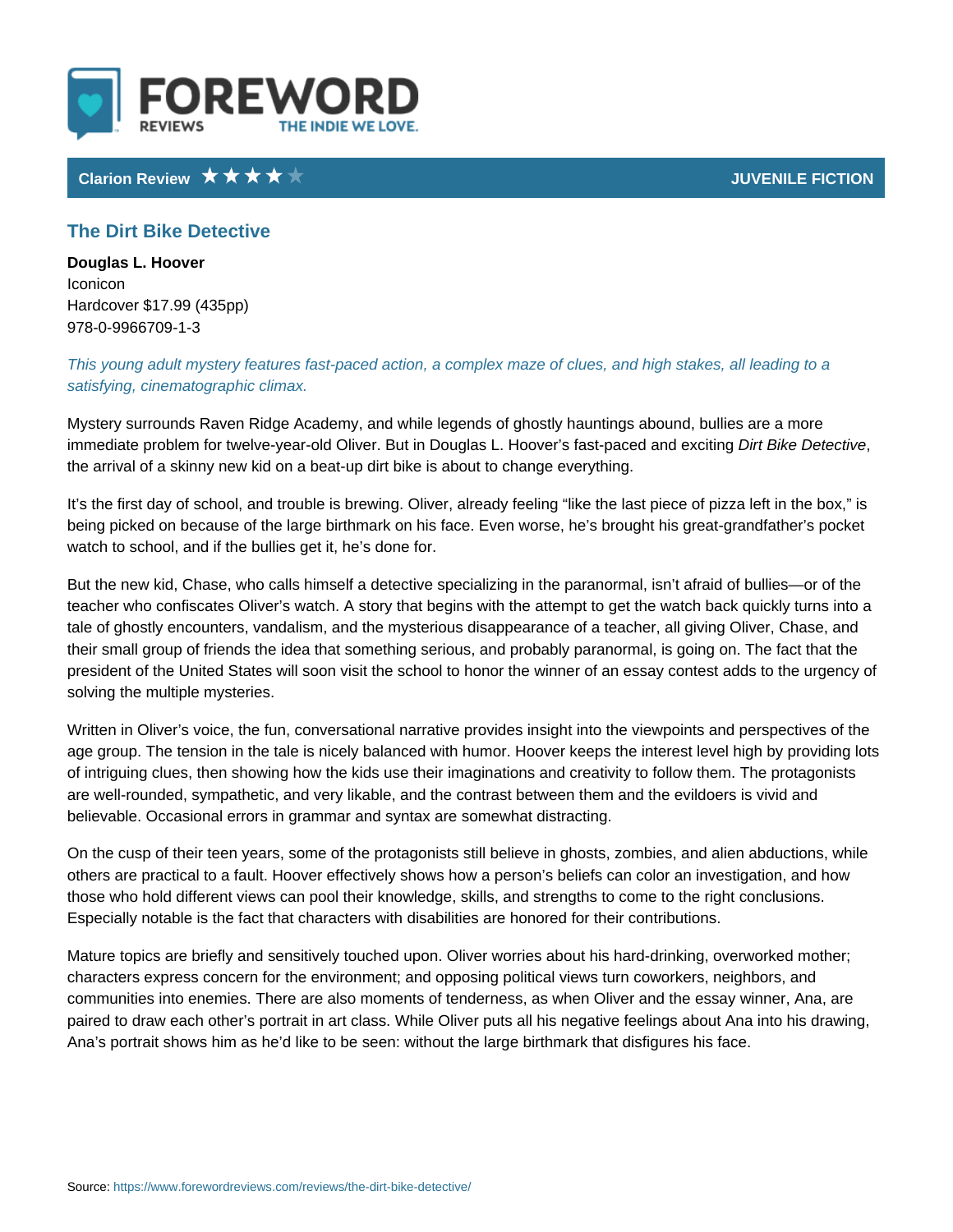# FOREWORD REVIEWS

THE INDIE WE LOVE.

**Clarion Review** ★★★★☆ **JUVENILE FICTION**

## The Dirt Bike Detective

**Douglas L. Hoover**
Iconicon
Hardcover $17.99 (435pp)
978-0-9966709-1-3

*This young adult mystery features fast-paced action, a complex maze of clues, and high stakes, all leading to a satisfying, cinematographic climax.*

Mystery surrounds Raven Ridge Academy, and while legends of ghostly hauntings abound, bullies are a more immediate problem for twelve-year-old Oliver. But in Douglas L. Hoover's fast-paced and exciting *Dirt Bike Detective*, the arrival of a skinny new kid on a beat-up dirt bike is about to change everything.

It's the first day of school, and trouble is brewing. Oliver, already feeling "like the last piece of pizza left in the box," is being picked on because of the large birthmark on his face. Even worse, he's brought his great-grandfather's pocket watch to school, and if the bullies get it, he's done for.

But the new kid, Chase, who calls himself a detective specializing in the paranormal, isn't afraid of bullies—or of the teacher who confiscates Oliver's watch. A story that begins with the attempt to get the watch back quickly turns into a tale of ghostly encounters, vandalism, and the mysterious disappearance of a teacher, all giving Oliver, Chase, and their small group of friends the idea that something serious, and probably paranormal, is going on. The fact that the president of the United States will soon visit the school to honor the winner of an essay contest adds to the urgency of solving the multiple mysteries.

Written in Oliver's voice, the fun, conversational narrative provides insight into the viewpoints and perspectives of the age group. The tension in the tale is nicely balanced with humor. Hoover keeps the interest level high by providing lots of intriguing clues, then showing how the kids use their imaginations and creativity to follow them. The protagonists are well-rounded, sympathetic, and very likable, and the contrast between them and the evildoers is vivid and believable. Occasional errors in grammar and syntax are somewhat distracting.

On the cusp of their teen years, some of the protagonists still believe in ghosts, zombies, and alien abductions, while others are practical to a fault. Hoover effectively shows how a person's beliefs can color an investigation, and how those who hold different views can pool their knowledge, skills, and strengths to come to the right conclusions. Especially notable is the fact that characters with disabilities are honored for their contributions.

Mature topics are briefly and sensitively touched upon. Oliver worries about his hard-drinking, overworked mother; characters express concern for the environment; and opposing political views turn coworkers, neighbors, and communities into enemies. There are also moments of tenderness, as when Oliver and the essay winner, Ana, are paired to draw each other's portrait in art class. While Oliver puts all his negative feelings about Ana into his drawing, Ana's portrait shows him as he'd like to be seen: without the large birthmark that disfigures his face.

Source: https://www.forewordreviews.com/reviews/the-dirt-bike-detective/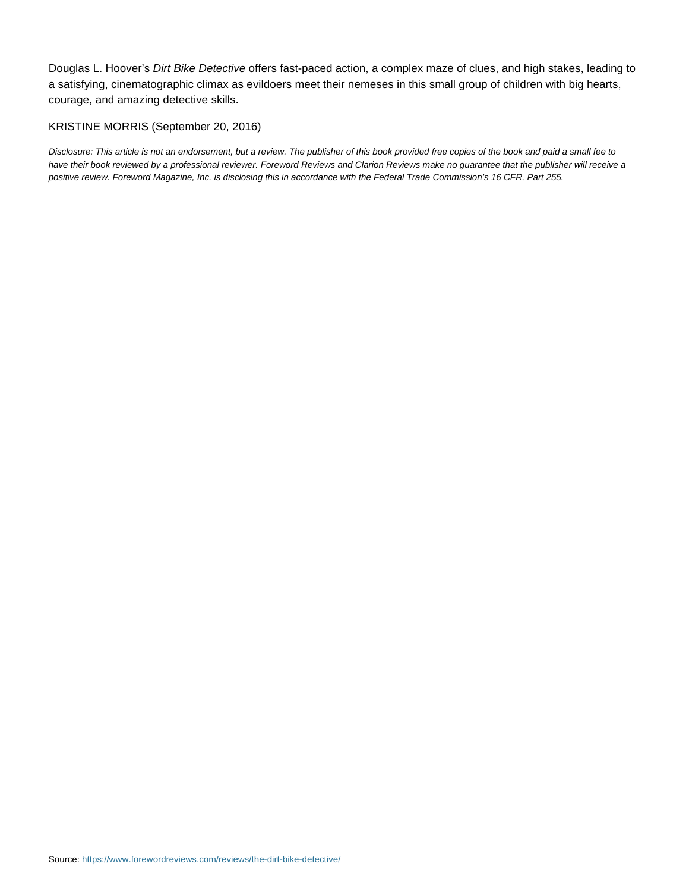Douglas L. Hoover's *Dirt Bike Detective* offers fast-paced action, a complex maze of clues, and high stakes, leading to a satisfying, cinematographic climax as evildoers meet their nemeses in this small group of children with big hearts, courage, and amazing detective skills.

KRISTINE MORRIS (September 20, 2016)

*Disclosure: This article is not an endorsement, but a review. The publisher of this book provided free copies of the book and paid a small fee to have their book reviewed by a professional reviewer. Foreword Reviews and Clarion Reviews make no guarantee that the publisher will receive a positive review. Foreword Magazine, Inc. is disclosing this in accordance with the Federal Trade Commission's 16 CFR, Part 255.*

Source: https://www.forewordreviews.com/reviews/the-dirt-bike-detective/